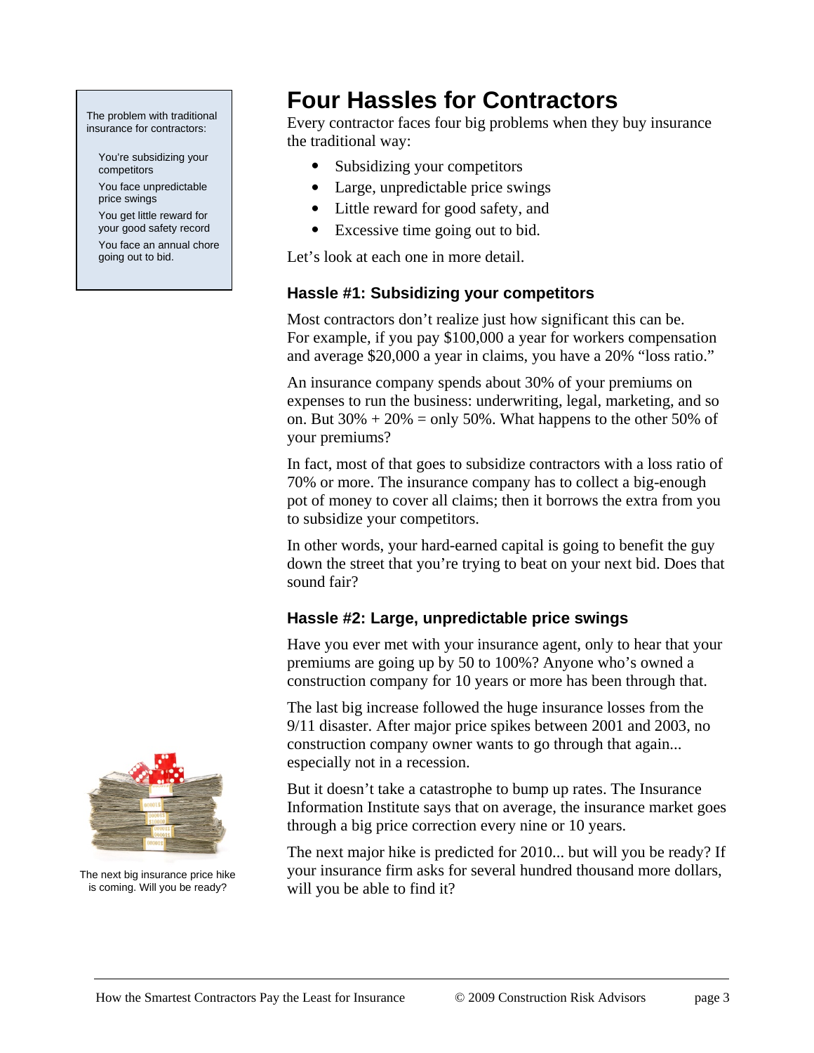The problem with traditional insurance for contractors:

- You're subsidizing your competitors
- You face unpredictable price swings
- You get little reward for your good safety record
- You face an annual chore going out to bid.

# Four Hassles for Contractors

Every contractor faces four big problems when they buy insurance the traditional way:

- Subsidizing your competitors
- Large, unpredictable price swings
- Little reward for good safety, and
- Excessive time going out to bid.

Let's look at each one in more detail.

### Hassle #1: Subsidizing your competitors

Most contractors don't realize just how significant this can be. For example, if you pay $100,000 a year for workers compensation and average $20,000 a year in claims, you have a 20% "loss ratio."

An insurance company spends about 30% of your premiums on expenses to run the business: underwriting, legal, marketing, and so on. But 30% + 20% = only 50%. What happens to the other 50% of your premiums?

In fact, most of that goes to subsidize contractors with a loss ratio of 70% or more. The insurance company has to collect a big-enough pot of money to cover all claims; then it borrows the extra from you to subsidize your competitors.

In other words, your hard-earned capital is going to benefit the guy down the street that you're trying to beat on your next bid. Does that sound fair?

### Hassle #2: Large, unpredictable price swings

Have you ever met with your insurance agent, only to hear that your premiums are going up by 50 to 100%? Anyone who's owned a construction company for 10 years or more has been through that.

The last big increase followed the huge insurance losses from the 9/11 disaster. After major price spikes between 2001 and 2003, no construction company owner wants to go through that again... especially not in a recession.

But it doesn't take a catastrophe to bump up rates. The Insurance Information Institute says that on average, the insurance market goes through a big price correction every nine or 10 years.

The next major hike is predicted for 2010... but will you be ready? If your insurance firm asks for several hundred thousand more dollars, will you be able to find it?

The next big insurance price hike is coming. Will you be ready?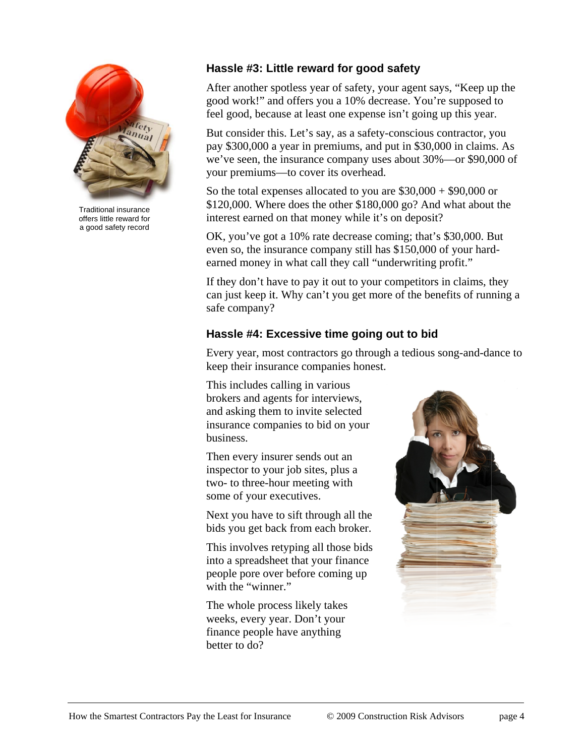Traditional insurance offers little reward for a good safety record

## Hassle #3: Little reward for good safety

After another spotless year of safety, your agent says, "Keep up the good work!" and offers you a 10% decrease. You're supposed to feel good, because at least one expense isn't going up this year.

But consider this. Let's say, as a safety-conscious contractor, you pay $300,000 a year in premiums, and put in $30,000 in claims. As we've seen, the insurance company uses about 30%—or $90,000 of your premiums—to cover its overhead.

So the total expenses allocated to you are $30,000 + $90,000 or $120,000. Where does the other $180,000 go? And what about the interest earned on that money while it's on deposit?

OK, you've got a 10% rate decrease coming; that's $30,000. But even so, the insurance company still has $150,000 of your hard-earned money in what call they call "underwriting profit."

If they don't have to pay it out to your competitors in claims, they can just keep it. Why can't you get more of the benefits of running a safe company?

## Hassle #4: Excessive time going out to bid

Every year, most contractors go through a tedious song-and-dance to keep their insurance companies honest.

This includes calling in various brokers and agents for interviews, and asking them to invite selected insurance companies to bid on your business.

Then every insurer sends out an inspector to your job sites, plus a two- to three-hour meeting with some of your executives.

Next you have to sift through all the bids you get back from each broker.

This involves retyping all those bids into a spreadsheet that your finance people pore over before coming up with the "winner."

The whole process likely takes weeks, every year. Don't your finance people have anything better to do?